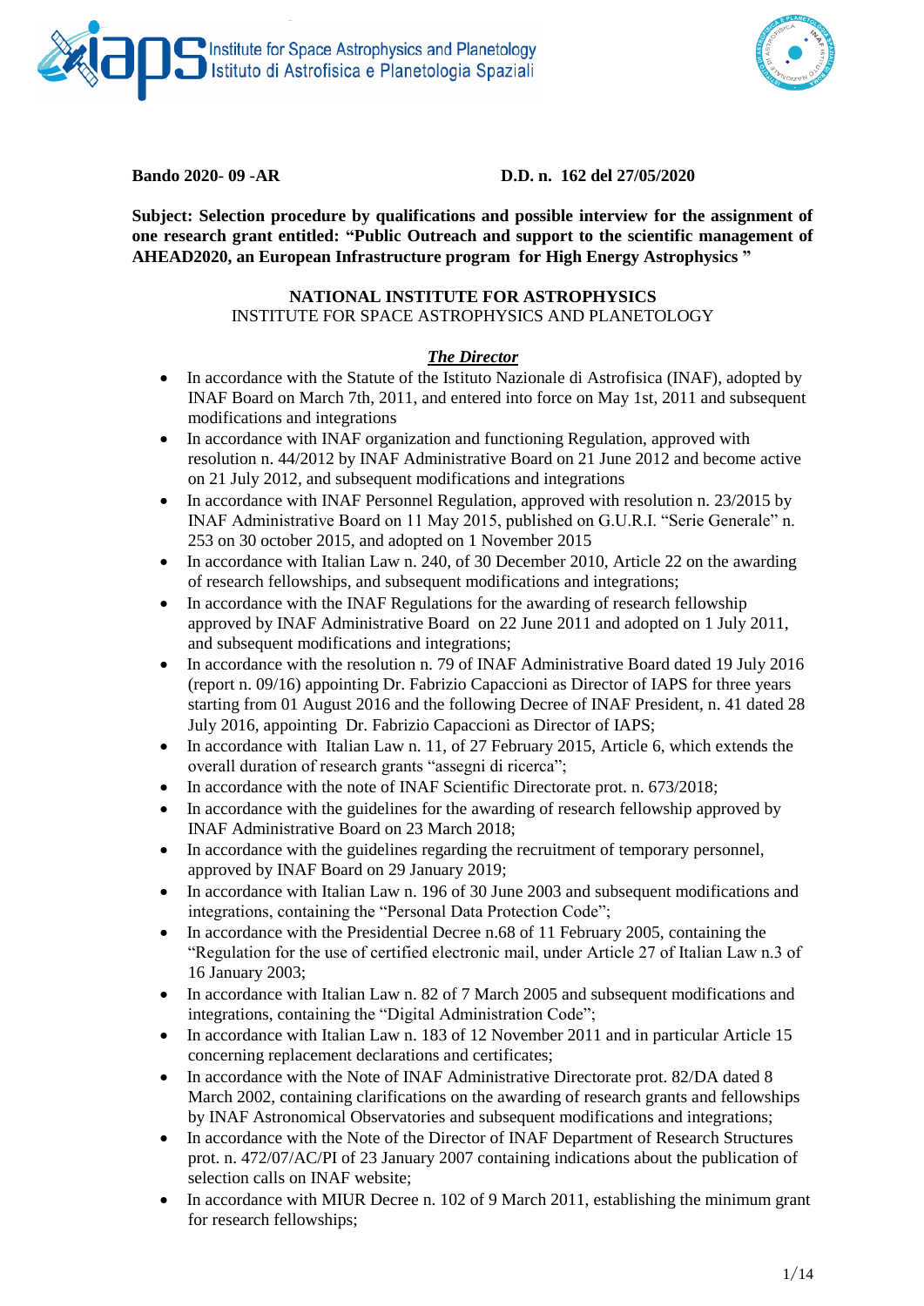**Bando 2020- 09 -AR** **D.D. n. 162 del 27/05/2020**

**Subject: Selection procedure by qualifications and possible interview for the assignment of one research grant entitled: "Public Outreach and support to the scientific management of AHEAD2020, an European Infrastructure program for High Energy Astrophysics "**

**NATIONAL INSTITUTE FOR ASTROPHYSICS**
INSTITUTE FOR SPACE ASTROPHYSICS AND PLANETOLOGY

***The Director***

- In accordance with the Statute of the Istituto Nazionale di Astrofisica (INAF), adopted by INAF Board on March 7th, 2011, and entered into force on May 1st, 2011 and subsequent modifications and integrations
- In accordance with INAF organization and functioning Regulation, approved with resolution n. 44/2012 by INAF Administrative Board on 21 June 2012 and become active on 21 July 2012, and subsequent modifications and integrations
- In accordance with INAF Personnel Regulation, approved with resolution n. 23/2015 by INAF Administrative Board on 11 May 2015, published on G.U.R.I. "Serie Generale" n. 253 on 30 october 2015, and adopted on 1 November 2015
- In accordance with Italian Law n. 240, of 30 December 2010, Article 22 on the awarding of research fellowships, and subsequent modifications and integrations;
- In accordance with the INAF Regulations for the awarding of research fellowship approved by INAF Administrative Board on 22 June 2011 and adopted on 1 July 2011, and subsequent modifications and integrations;
- In accordance with the resolution n. 79 of INAF Administrative Board dated 19 July 2016 (report n. 09/16) appointing Dr. Fabrizio Capaccioni as Director of IAPS for three years starting from 01 August 2016 and the following Decree of INAF President, n. 41 dated 28 July 2016, appointing Dr. Fabrizio Capaccioni as Director of IAPS;
- In accordance with Italian Law n. 11, of 27 February 2015, Article 6, which extends the overall duration of research grants "assegni di ricerca";
- In accordance with the note of INAF Scientific Directorate prot. n. 673/2018;
- In accordance with the guidelines for the awarding of research fellowship approved by INAF Administrative Board on 23 March 2018;
- In accordance with the guidelines regarding the recruitment of temporary personnel, approved by INAF Board on 29 January 2019;
- In accordance with Italian Law n. 196 of 30 June 2003 and subsequent modifications and integrations, containing the "Personal Data Protection Code";
- In accordance with the Presidential Decree n.68 of 11 February 2005, containing the "Regulation for the use of certified electronic mail, under Article 27 of Italian Law n.3 of 16 January 2003;
- In accordance with Italian Law n. 82 of 7 March 2005 and subsequent modifications and integrations, containing the "Digital Administration Code";
- In accordance with Italian Law n. 183 of 12 November 2011 and in particular Article 15 concerning replacement declarations and certificates;
- In accordance with the Note of INAF Administrative Directorate prot. 82/DA dated 8 March 2002, containing clarifications on the awarding of research grants and fellowships by INAF Astronomical Observatories and subsequent modifications and integrations;
- In accordance with the Note of the Director of INAF Department of Research Structures prot. n. 472/07/AC/PI of 23 January 2007 containing indications about the publication of selection calls on INAF website;
- In accordance with MIUR Decree n. 102 of 9 March 2011, establishing the minimum grant for research fellowships;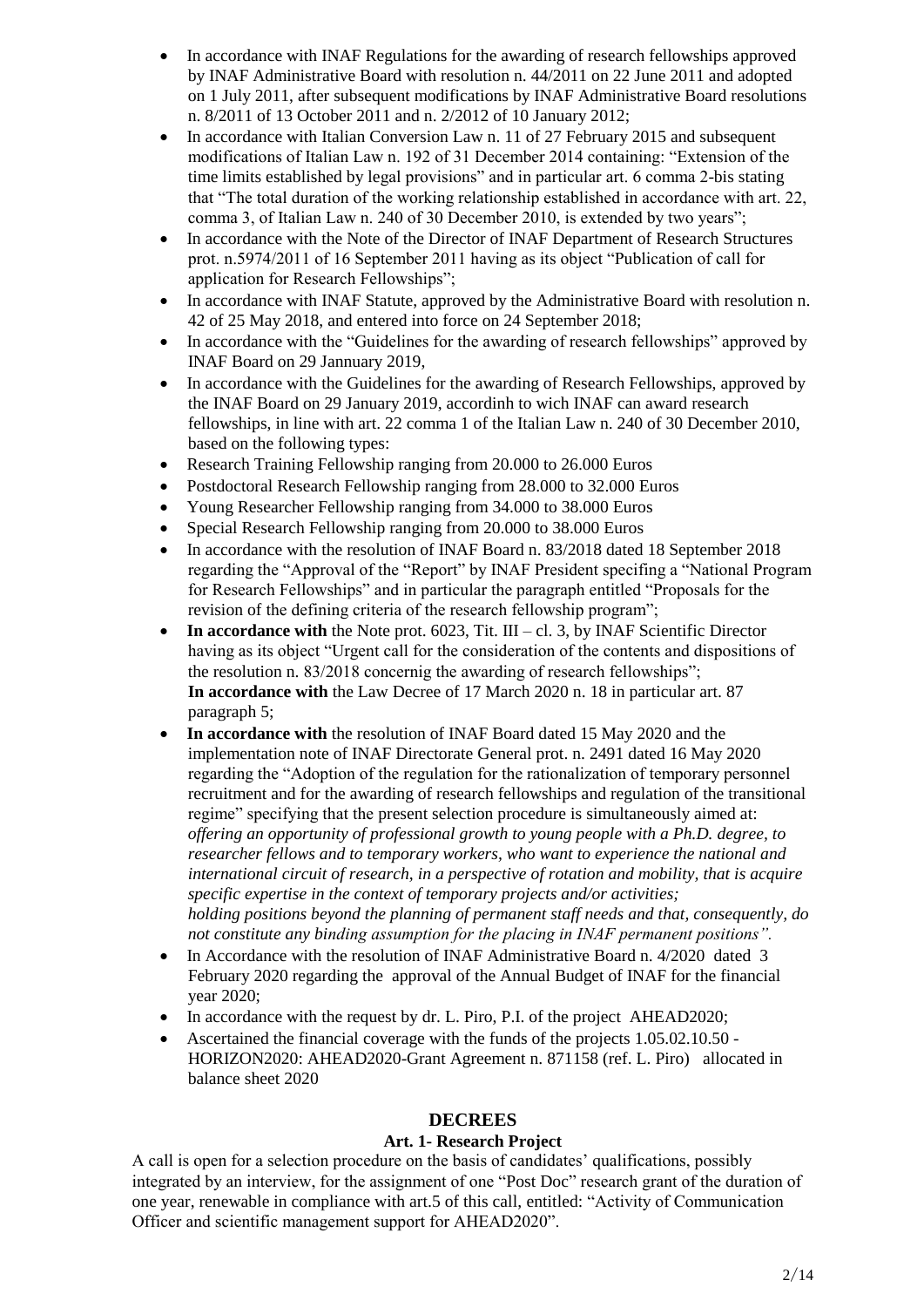- In accordance with INAF Regulations for the awarding of research fellowships approved by INAF Administrative Board with resolution n. 44/2011 on 22 June 2011 and adopted on 1 July 2011, after subsequent modifications by INAF Administrative Board resolutions n. 8/2011 of 13 October 2011 and n. 2/2012 of 10 January 2012;
- In accordance with Italian Conversion Law n. 11 of 27 February 2015 and subsequent modifications of Italian Law n. 192 of 31 December 2014 containing: "Extension of the time limits established by legal provisions" and in particular art. 6 comma 2-bis stating that "The total duration of the working relationship established in accordance with art. 22, comma 3, of Italian Law n. 240 of 30 December 2010, is extended by two years";
- In accordance with the Note of the Director of INAF Department of Research Structures prot. n.5974/2011 of 16 September 2011 having as its object "Publication of call for application for Research Fellowships";
- In accordance with INAF Statute, approved by the Administrative Board with resolution n. 42 of 25 May 2018, and entered into force on 24 September 2018;
- In accordance with the "Guidelines for the awarding of research fellowships" approved by INAF Board on 29 Jannuary 2019,
- In accordance with the Guidelines for the awarding of Research Fellowships, approved by the INAF Board on 29 January 2019, accordinh to wich INAF can award research fellowships, in line with art. 22 comma 1 of the Italian Law n. 240 of 30 December 2010, based on the following types:
- Research Training Fellowship ranging from 20.000 to 26.000 Euros
- Postdoctoral Research Fellowship ranging from 28.000 to 32.000 Euros
- Young Researcher Fellowship ranging from 34.000 to 38.000 Euros
- Special Research Fellowship ranging from 20.000 to 38.000 Euros
- In accordance with the resolution of INAF Board n. 83/2018 dated 18 September 2018 regarding the "Approval of the "Report" by INAF President specifing a "National Program for Research Fellowships" and in particular the paragraph entitled "Proposals for the revision of the defining criteria of the research fellowship program";
- **In accordance with** the Note prot. 6023, Tit. III – cl. 3, by INAF Scientific Director having as its object "Urgent call for the consideration of the contents and dispositions of the resolution n. 83/2018 concernig the awarding of research fellowships";
  **In accordance with** the Law Decree of 17 March 2020 n. 18 in particular art. 87 paragraph 5;
- **In accordance with** the resolution of INAF Board dated 15 May 2020 and the implementation note of INAF Directorate General prot. n. 2491 dated 16 May 2020 regarding the "Adoption of the regulation for the rationalization of temporary personnel recruitment and for the awarding of research fellowships and regulation of the transitional regime" specifying that the present selection procedure is simultaneously aimed at: *offering an opportunity of professional growth to young people with a Ph.D. degree, to researcher fellows and to temporary workers, who want to experience the national and international circuit of research, in a perspective of rotation and mobility, that is acquire specific expertise in the context of temporary projects and/or activities; holding positions beyond the planning of permanent staff needs and that, consequently, do not constitute any binding assumption for the placing in INAF permanent positions".*
- In Accordance with the resolution of INAF Administrative Board n. 4/2020 dated 3 February 2020 regarding the approval of the Annual Budget of INAF for the financial year 2020;
- In accordance with the request by dr. L. Piro, P.I. of the project AHEAD2020;
- Ascertained the financial coverage with the funds of the projects 1.05.02.10.50 - HORIZON2020: AHEAD2020-Grant Agreement n. 871158 (ref. L. Piro) allocated in balance sheet 2020

## DECREES

### Art. 1- Research Project

A call is open for a selection procedure on the basis of candidates' qualifications, possibly integrated by an interview, for the assignment of one "Post Doc" research grant of the duration of one year, renewable in compliance with art.5 of this call, entitled: "Activity of Communication Officer and scientific management support for AHEAD2020".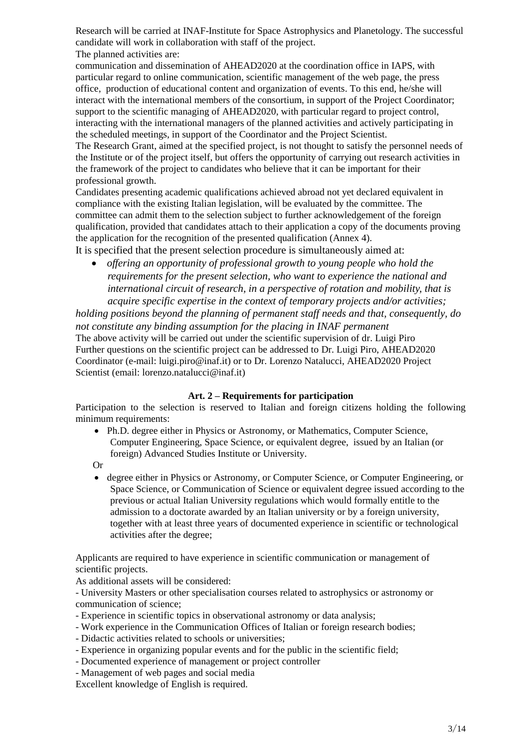Research will be carried at INAF-Institute for Space Astrophysics and Planetology. The successful candidate will work in collaboration with staff of the project.

The planned activities are:

communication and dissemination of AHEAD2020 at the coordination office in IAPS, with particular regard to online communication, scientific management of the web page, the press office, production of educational content and organization of events. To this end, he/she will interact with the international members of the consortium, in support of the Project Coordinator; support to the scientific managing of AHEAD2020, with particular regard to project control, interacting with the international managers of the planned activities and actively participating in the scheduled meetings, in support of the Coordinator and the Project Scientist.

The Research Grant, aimed at the specified project, is not thought to satisfy the personnel needs of the Institute or of the project itself, but offers the opportunity of carrying out research activities in the framework of the project to candidates who believe that it can be important for their professional growth.

Candidates presenting academic qualifications achieved abroad not yet declared equivalent in compliance with the existing Italian legislation, will be evaluated by the committee. The committee can admit them to the selection subject to further acknowledgement of the foreign qualification, provided that candidates attach to their application a copy of the documents proving the application for the recognition of the presented qualification (Annex 4).

It is specified that the present selection procedure is simultaneously aimed at:

- *offering an opportunity of professional growth to young people who hold the requirements for the present selection, who want to experience the national and international circuit of research, in a perspective of rotation and mobility, that is acquire specific expertise in the context of temporary projects and/or activities;*

*holding positions beyond the planning of permanent staff needs and that, consequently, do not constitute any binding assumption for the placing in INAF permanent*

The above activity will be carried out under the scientific supervision of dr. Luigi Piro

Further questions on the scientific project can be addressed to Dr. Luigi Piro, AHEAD2020 Coordinator (e-mail: luigi.piro@inaf.it) or to Dr. Lorenzo Natalucci, AHEAD2020 Project Scientist (email: lorenzo.natalucci@inaf.it)

## Art. 2 – Requirements for participation

Participation to the selection is reserved to Italian and foreign citizens holding the following minimum requirements:

- Ph.D. degree either in Physics or Astronomy, or Mathematics, Computer Science, Computer Engineering, Space Science, or equivalent degree, issued by an Italian (or foreign) Advanced Studies Institute or University.

Or

- degree either in Physics or Astronomy, or Computer Science, or Computer Engineering, or Space Science, or Communication of Science or equivalent degree issued according to the previous or actual Italian University regulations which would formally entitle to the admission to a doctorate awarded by an Italian university or by a foreign university, together with at least three years of documented experience in scientific or technological activities after the degree;

Applicants are required to have experience in scientific communication or management of scientific projects.

As additional assets will be considered:

- University Masters or other specialisation courses related to astrophysics or astronomy or communication of science;
- Experience in scientific topics in observational astronomy or data analysis;
- Work experience in the Communication Offices of Italian or foreign research bodies;
- Didactic activities related to schools or universities;
- Experience in organizing popular events and for the public in the scientific field;
- Documented experience of management or project controller
- Management of web pages and social media

Excellent knowledge of English is required.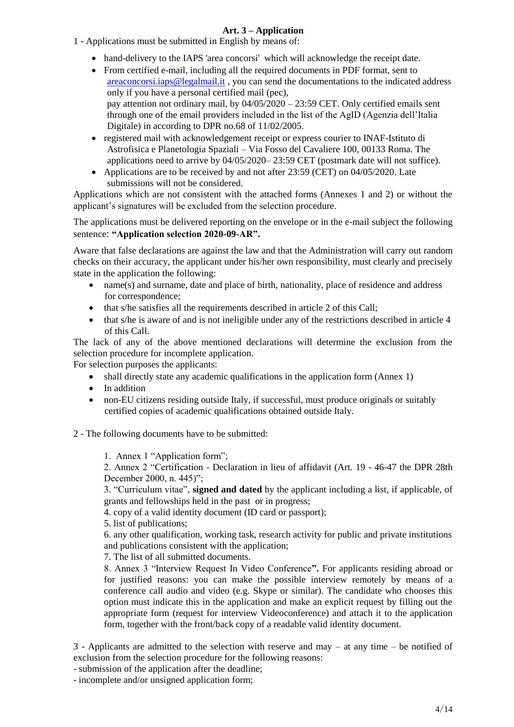### Art. 3 – Application

1 - Applications must be submitted in English by means of:

- hand-delivery to the IAPS 'area concorsi' which will acknowledge the receipt date.
- From certified e-mail, including all the required documents in PDF format, sent to areaconcorsi.iaps@legalmail.it , you can send the documentations to the indicated address only if you have a personal certified mail (pec), pay attention not ordinary mail, by 04/05/2020 – 23:59 CET. Only certified emails sent through one of the email providers included in the list of the AgID (Agenzia dell'Italia Digitale) in according to DPR no.68 of 11/02/2005.
- registered mail with acknowledgement receipt or express courier to INAF-Istituto di Astrofisica e Planetologia Spaziali – Via Fosso del Cavaliere 100, 00133 Roma. The applications need to arrive by 04/05/2020– 23:59 CET (postmark date will not suffice).
- Applications are to be received by and not after 23:59 (CET) on 04/05/2020. Late submissions will not be considered.

Applications which are not consistent with the attached forms (Annexes 1 and 2) or without the applicant's signatures will be excluded from the selection procedure.

The applications must be delivered reporting on the envelope or in the e-mail subject the following sentence: **"Application selection 2020-09-AR".**

Aware that false declarations are against the law and that the Administration will carry out random checks on their accuracy, the applicant under his/her own responsibility, must clearly and precisely state in the application the following:

- name(s) and surname, date and place of birth, nationality, place of residence and address for correspondence;
- that s/he satisfies all the requirements described in article 2 of this Call;
- that s/he is aware of and is not ineligible under any of the restrictions described in article 4 of this Call.

The lack of any of the above mentioned declarations will determine the exclusion from the selection procedure for incomplete application.

For selection purposes the applicants:

- shall directly state any academic qualifications in the application form (Annex 1)
- In addition
- non-EU citizens residing outside Italy, if successful, must produce originals or suitably certified copies of academic qualifications obtained outside Italy.

2 - The following documents have to be submitted:

1. Annex 1 "Application form";
2. Annex 2 "Certification - Declaration in lieu of affidavit (Art. 19 - 46-47 the DPR 28th December 2000, n. 445)";
3. "Curriculum vitae", **signed and dated** by the applicant including a list, if applicable, of grants and fellowships held in the past or in progress;
4. copy of a valid identity document (ID card or passport);
5. list of publications;
6. any other qualification, working task, research activity for public and private institutions and publications consistent with the application;
7. The list of all submitted documents.
8. Annex 3 "Interview Request In Video Conference**".** For applicants residing abroad or for justified reasons: you can make the possible interview remotely by means of a conference call audio and video (e.g. Skype or similar). The candidate who chooses this option must indicate this in the application and make an explicit request by filling out the appropriate form (request for interview Videoconference) and attach it to the application form, together with the front/back copy of a readable valid identity document.

3 - Applicants are admitted to the selection with reserve and may – at any time – be notified of exclusion from the selection procedure for the following reasons:

- submission of the application after the deadline;
- incomplete and/or unsigned application form;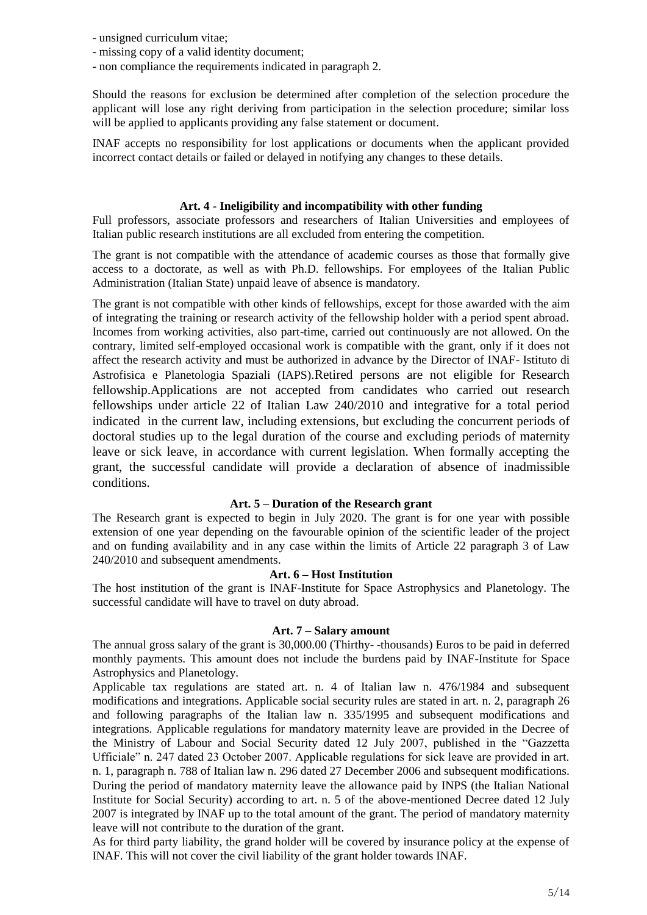- unsigned curriculum vitae;
- missing copy of a valid identity document;
- non compliance the requirements indicated in paragraph 2.

Should the reasons for exclusion be determined after completion of the selection procedure the applicant will lose any right deriving from participation in the selection procedure; similar loss will be applied to applicants providing any false statement or document.

INAF accepts no responsibility for lost applications or documents when the applicant provided incorrect contact details or failed or delayed in notifying any changes to these details.

### Art. 4 - Ineligibility and incompatibility with other funding

Full professors, associate professors and researchers of Italian Universities and employees of Italian public research institutions are all excluded from entering the competition.

The grant is not compatible with the attendance of academic courses as those that formally give access to a doctorate, as well as with Ph.D. fellowships. For employees of the Italian Public Administration (Italian State) unpaid leave of absence is mandatory.

The grant is not compatible with other kinds of fellowships, except for those awarded with the aim of integrating the training or research activity of the fellowship holder with a period spent abroad. Incomes from working activities, also part-time, carried out continuously are not allowed. On the contrary, limited self-employed occasional work is compatible with the grant, only if it does not affect the research activity and must be authorized in advance by the Director of INAF- Istituto di Astrofisica e Planetologia Spaziali (IAPS).Retired persons are not eligible for Research fellowship.Applications are not accepted from candidates who carried out research fellowships under article 22 of Italian Law 240/2010 and integrative for a total period indicated in the current law, including extensions, but excluding the concurrent periods of doctoral studies up to the legal duration of the course and excluding periods of maternity leave or sick leave, in accordance with current legislation. When formally accepting the grant, the successful candidate will provide a declaration of absence of inadmissible conditions.

### Art. 5 – Duration of the Research grant

The Research grant is expected to begin in July 2020. The grant is for one year with possible extension of one year depending on the favourable opinion of the scientific leader of the project and on funding availability and in any case within the limits of Article 22 paragraph 3 of Law 240/2010 and subsequent amendments.

### Art. 6 – Host Institution

The host institution of the grant is INAF-Institute for Space Astrophysics and Planetology. The successful candidate will have to travel on duty abroad.

### Art. 7 – Salary amount

The annual gross salary of the grant is 30,000.00 (Thirthy- -thousands) Euros to be paid in deferred monthly payments. This amount does not include the burdens paid by INAF-Institute for Space Astrophysics and Planetology.

Applicable tax regulations are stated art. n. 4 of Italian law n. 476/1984 and subsequent modifications and integrations. Applicable social security rules are stated in art. n. 2, paragraph 26 and following paragraphs of the Italian law n. 335/1995 and subsequent modifications and integrations. Applicable regulations for mandatory maternity leave are provided in the Decree of the Ministry of Labour and Social Security dated 12 July 2007, published in the "Gazzetta Ufficiale" n. 247 dated 23 October 2007. Applicable regulations for sick leave are provided in art. n. 1, paragraph n. 788 of Italian law n. 296 dated 27 December 2006 and subsequent modifications. During the period of mandatory maternity leave the allowance paid by INPS (the Italian National Institute for Social Security) according to art. n. 5 of the above-mentioned Decree dated 12 July 2007 is integrated by INAF up to the total amount of the grant. The period of mandatory maternity leave will not contribute to the duration of the grant.

As for third party liability, the grand holder will be covered by insurance policy at the expense of INAF. This will not cover the civil liability of the grant holder towards INAF.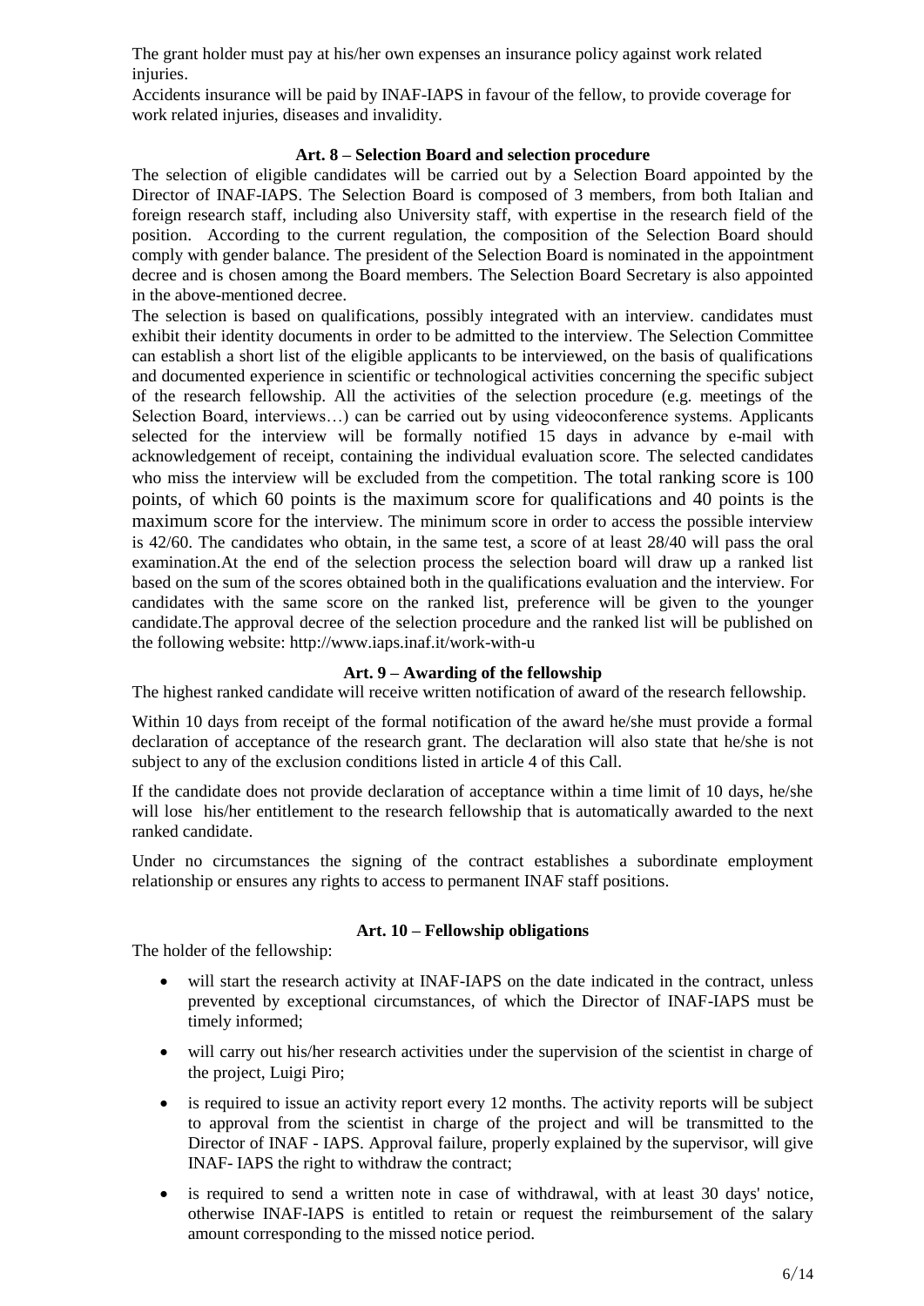The grant holder must pay at his/her own expenses an insurance policy against work related injuries.
Accidents insurance will be paid by INAF-IAPS in favour of the fellow, to provide coverage for work related injuries, diseases and invalidity.

**Art. 8 – Selection Board and selection procedure**

The selection of eligible candidates will be carried out by a Selection Board appointed by the Director of INAF-IAPS. The Selection Board is composed of 3 members, from both Italian and foreign research staff, including also University staff, with expertise in the research field of the position. According to the current regulation, the composition of the Selection Board should comply with gender balance. The president of the Selection Board is nominated in the appointment decree and is chosen among the Board members. The Selection Board Secretary is also appointed in the above-mentioned decree.
The selection is based on qualifications, possibly integrated with an interview. candidates must exhibit their identity documents in order to be admitted to the interview. The Selection Committee can establish a short list of the eligible applicants to be interviewed, on the basis of qualifications and documented experience in scientific or technological activities concerning the specific subject of the research fellowship. All the activities of the selection procedure (e.g. meetings of the Selection Board, interviews…) can be carried out by using videoconference systems. Applicants selected for the interview will be formally notified 15 days in advance by e-mail with acknowledgement of receipt, containing the individual evaluation score. The selected candidates who miss the interview will be excluded from the competition. The total ranking score is 100 points, of which 60 points is the maximum score for qualifications and 40 points is the maximum score for the interview. The minimum score in order to access the possible interview is 42/60. The candidates who obtain, in the same test, a score of at least 28/40 will pass the oral examination.At the end of the selection process the selection board will draw up a ranked list based on the sum of the scores obtained both in the qualifications evaluation and the interview. For candidates with the same score on the ranked list, preference will be given to the younger candidate.The approval decree of the selection procedure and the ranked list will be published on the following website: http://www.iaps.inaf.it/work-with-u

**Art. 9 – Awarding of the fellowship**

The highest ranked candidate will receive written notification of award of the research fellowship.

Within 10 days from receipt of the formal notification of the award he/she must provide a formal declaration of acceptance of the research grant. The declaration will also state that he/she is not subject to any of the exclusion conditions listed in article 4 of this Call.

If the candidate does not provide declaration of acceptance within a time limit of 10 days, he/she will lose his/her entitlement to the research fellowship that is automatically awarded to the next ranked candidate.

Under no circumstances the signing of the contract establishes a subordinate employment relationship or ensures any rights to access to permanent INAF staff positions.

**Art. 10 – Fellowship obligations**

The holder of the fellowship:

- will start the research activity at INAF-IAPS on the date indicated in the contract, unless prevented by exceptional circumstances, of which the Director of INAF-IAPS must be timely informed;
- will carry out his/her research activities under the supervision of the scientist in charge of the project, Luigi Piro;
- is required to issue an activity report every 12 months. The activity reports will be subject to approval from the scientist in charge of the project and will be transmitted to the Director of INAF - IAPS. Approval failure, properly explained by the supervisor, will give INAF- IAPS the right to withdraw the contract;
- is required to send a written note in case of withdrawal, with at least 30 days' notice, otherwise INAF-IAPS is entitled to retain or request the reimbursement of the salary amount corresponding to the missed notice period.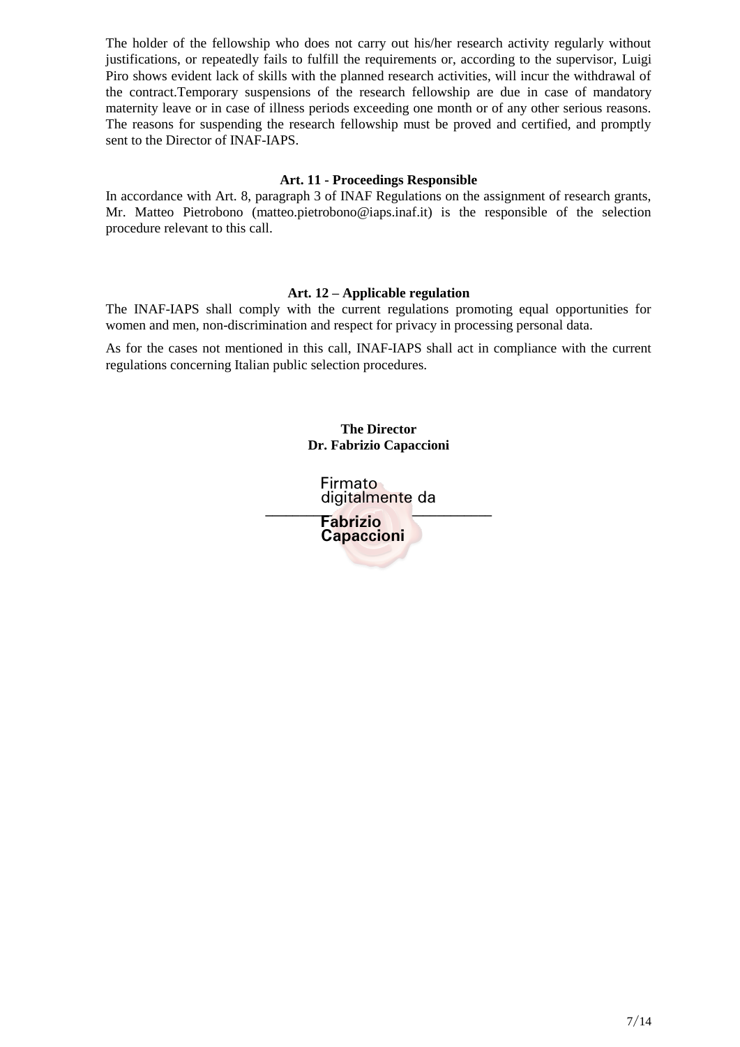The holder of the fellowship who does not carry out his/her research activity regularly without justifications, or repeatedly fails to fulfill the requirements or, according to the supervisor, Luigi Piro shows evident lack of skills with the planned research activities, will incur the withdrawal of the contract.Temporary suspensions of the research fellowship are due in case of mandatory maternity leave or in case of illness periods exceeding one month or of any other serious reasons. The reasons for suspending the research fellowship must be proved and certified, and promptly sent to the Director of INAF-IAPS.

**Art. 11 - Proceedings Responsible**

In accordance with Art. 8, paragraph 3 of INAF Regulations on the assignment of research grants, Mr. Matteo Pietrobono (matteo.pietrobono@iaps.inaf.it) is the responsible of the selection procedure relevant to this call.

**Art. 12 – Applicable regulation**

The INAF-IAPS shall comply with the current regulations promoting equal opportunities for women and men, non-discrimination and respect for privacy in processing personal data.

As for the cases not mentioned in this call, INAF-IAPS shall act in compliance with the current regulations concerning Italian public selection procedures.

**The Director**
**Dr. Fabrizio Capaccioni**

Firmato digitalmente da **Fabrizio Capaccioni**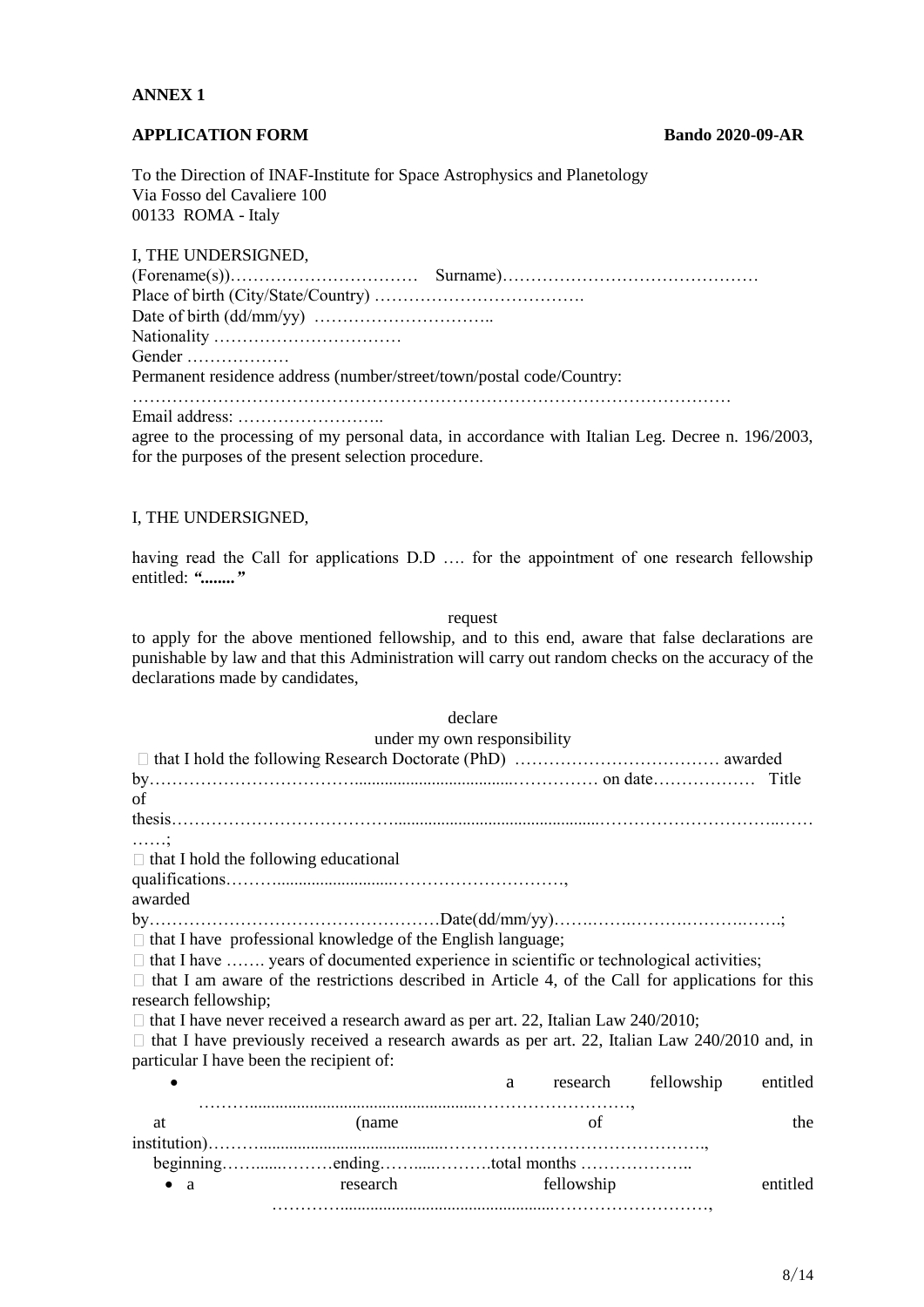**ANNEX 1**

**APPLICATION FORM** **Bando 2020-09-AR**

To the Direction of INAF-Institute for Space Astrophysics and Planetology
Via Fosso del Cavaliere 100
00133 ROMA - Italy

I, THE UNDERSIGNED,

(Forename(s))…………………………… Surname)………………………………………
Place of birth (City/State/Country) ……………………………….
Date of birth (dd/mm/yy) …………………………..
Nationality ……………………………
Gender ………………
Permanent residence address (number/street/town/postal code/Country:
…………………………………………………………………………………………
Email address: ……………………..
agree to the processing of my personal data, in accordance with Italian Leg. Decree n. 196/2003, for the purposes of the present selection procedure.

I, THE UNDERSIGNED,

having read the Call for applications D.D …. for the appointment of one research fellowship entitled: *"........"*

request

to apply for the above mentioned fellowship, and to this end, aware that false declarations are punishable by law and that this Administration will carry out random checks on the accuracy of the declarations made by candidates,

declare

under my own responsibility

□ that I hold the following Research Doctorate (PhD) ……………………………… awarded by……………………………......................................…………… on date……………… Title of thesis………………………………….............................................……………………………..……
……;

□ that I hold the following educational qualifications……….........................…………………………, awarded by……………………………………………Date(dd/mm/yy)…….…….……….……….…….;

□ that I have professional knowledge of the English language;

□ that I have ……. years of documented experience in scientific or technological activities;

□ that I am aware of the restrictions described in Article 4, of the Call for applications for this research fellowship;

□ that I have never received a research award as per art. 22, Italian Law 240/2010;

□ that I have previously received a research awards as per art. 22, Italian Law 240/2010 and, in particular I have been the recipient of:

- a research fellowship entitled ……….....................................................………………………, at (name of the institution)……….........................................………………………………………., beginning……......………ending……......……….total months ………………..
- a research fellowship entitled …………................................................………………………,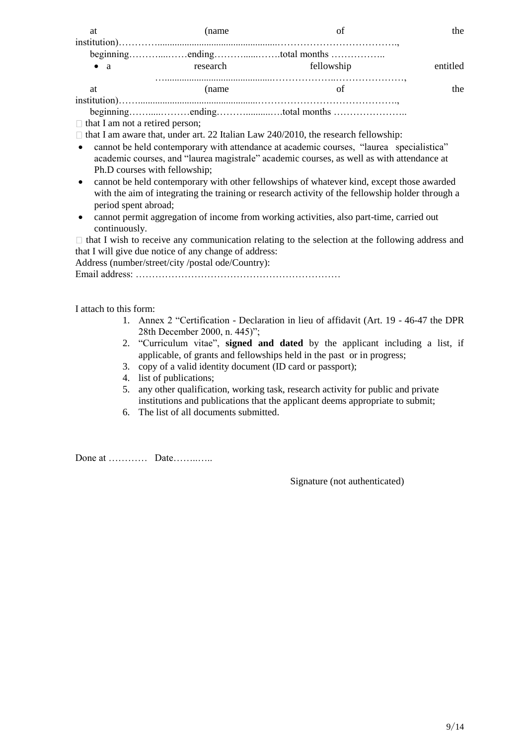at (name of the institution)…………...............................................……………………………….,

beginning………....……ending………......…….total months ……………..

- a research fellowship entitled ….........................................………………..…………………,

at (name of the institution)……...............................................……………………………………….,

beginning……....………ending……….........….total months …………………..

□ that I am not a retired person;

□ that I am aware that, under art. 22 Italian Law 240/2010, the research fellowship:

- cannot be held contemporary with attendance at academic courses, "laurea specialistica" academic courses, and "laurea magistrale" academic courses, as well as with attendance at Ph.D courses with fellowship;
- cannot be held contemporary with other fellowships of whatever kind, except those awarded with the aim of integrating the training or research activity of the fellowship holder through a period spent abroad;
- cannot permit aggregation of income from working activities, also part-time, carried out continuously.

□ that I wish to receive any communication relating to the selection at the following address and that I will give due notice of any change of address:

Address (number/street/city /postal ode/Country):

Email address: ………………………………………………………

I attach to this form:

1. Annex 2 "Certification - Declaration in lieu of affidavit (Art. 19 - 46-47 the DPR 28th December 2000, n. 445)";
2. "Curriculum vitae", **signed and dated** by the applicant including a list, if applicable, of grants and fellowships held in the past or in progress;
3. copy of a valid identity document (ID card or passport);
4. list of publications;
5. any other qualification, working task, research activity for public and private institutions and publications that the applicant deems appropriate to submit;
6. The list of all documents submitted.

Done at ………… Date……..…..

Signature (not authenticated)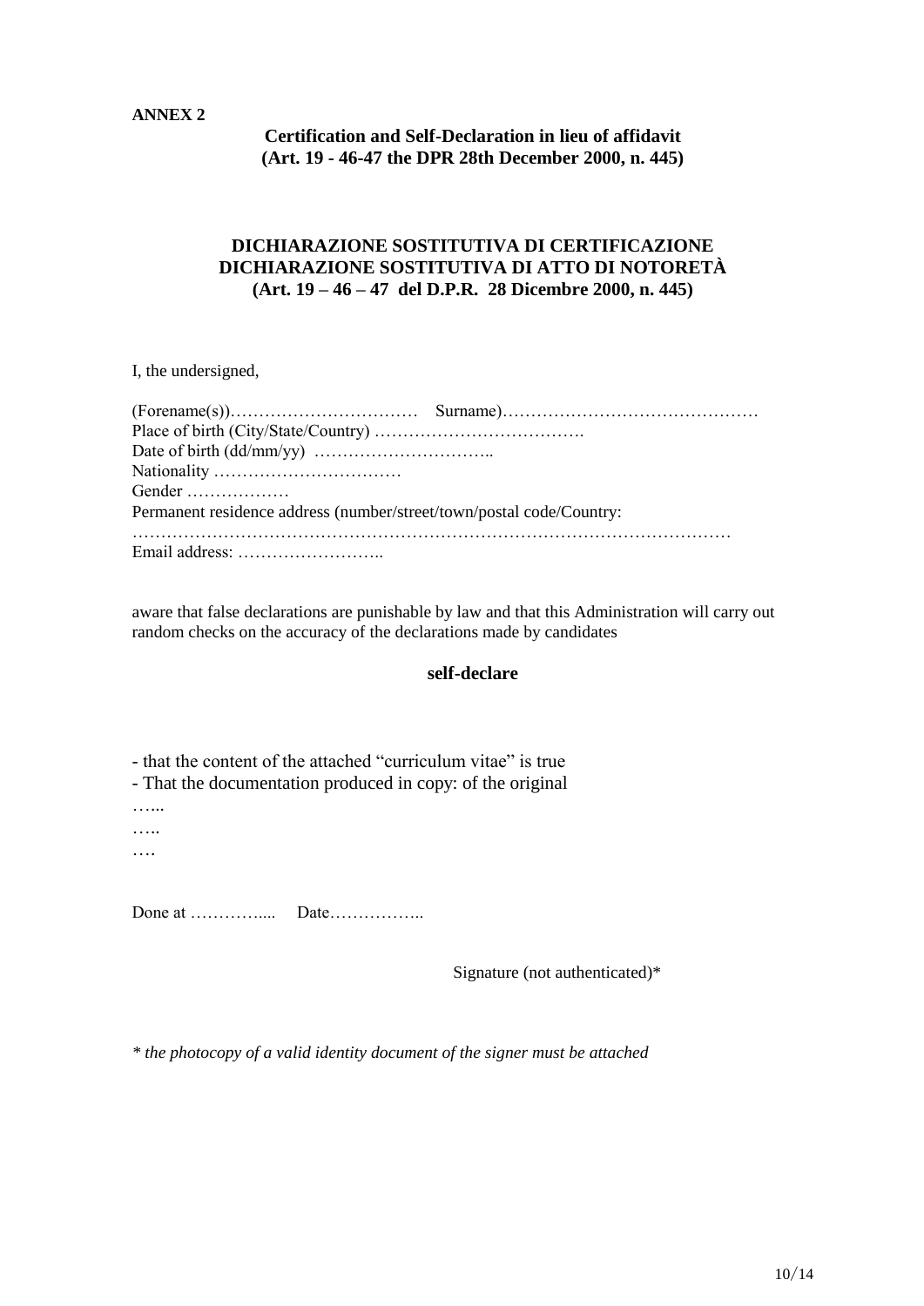**ANNEX 2**

**Certification and Self-Declaration in lieu of affidavit**
**(Art. 19 - 46-47 the DPR 28th December 2000, n. 445)**

**DICHIARAZIONE SOSTITUTIVA DI CERTIFICAZIONE**
**DICHIARAZIONE SOSTITUTIVA DI ATTO DI NOTORETÀ**
**(Art. 19 – 46 – 47 del D.P.R. 28 Dicembre 2000, n. 445)**

I, the undersigned,

(Forename(s))…………………………… Surname)………………………………………
Place of birth (City/State/Country) ……………………………….
Date of birth (dd/mm/yy) …………………………..
Nationality ……………………………
Gender ………………
Permanent residence address (number/street/town/postal code/Country:
…………………………………………………………………………………………
Email address: ……………………..

aware that false declarations are punishable by law and that this Administration will carry out random checks on the accuracy of the declarations made by candidates

**self-declare**

- that the content of the attached "curriculum vitae" is true
- That the documentation produced in copy: of the original

…...
…..
….

Done at …………..... Date……………..

Signature (not authenticated)*

*\* the photocopy of a valid identity document of the signer must be attached*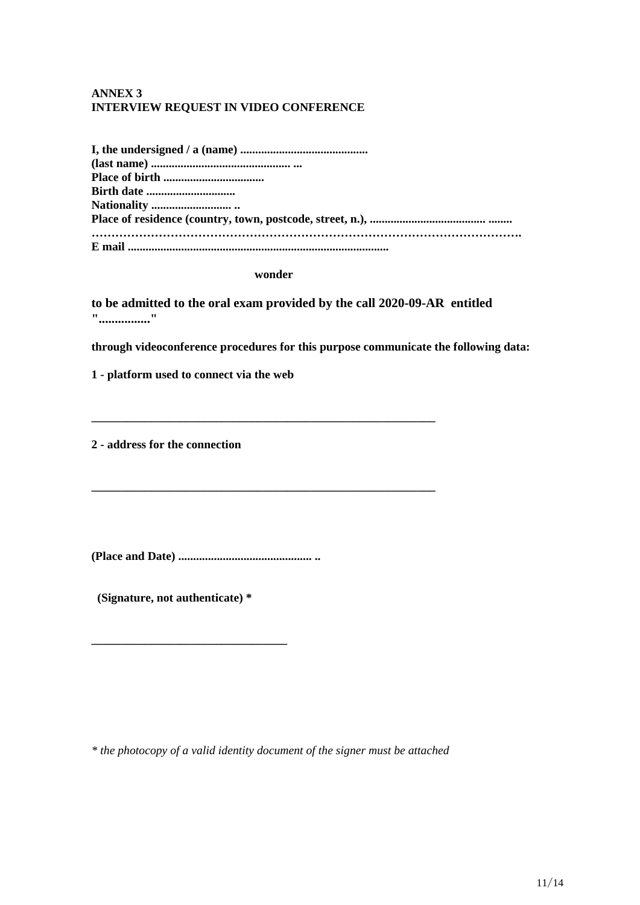**ANNEX 3**
**INTERVIEW REQUEST IN VIDEO CONFERENCE**

**I, the undersigned / a (name) ..........................................**
**(last name) ............................................... ...**
**Place of birth .................................**
**Birth date .............................**
**Nationality ........................... ..**
**Place of residence (country, town, postcode, street, n.), ...................................... ........**
**…………………………………………………………………………………………….**
**E mail .....................................................................................**

**wonder**

**to be admitted to the oral exam provided by the call 2020-09-AR entitled "................"**

**through videoconference procedures for this purpose communicate the following data:**

**1 - platform used to connect via the web**

**____________________________________________________________**

**2 - address for the connection**

**____________________________________________________________**

**(Place and Date) ............................................ ..**

**(Signature, not authenticate) ***

**__________________________________**

*\* the photocopy of a valid identity document of the signer must be attached*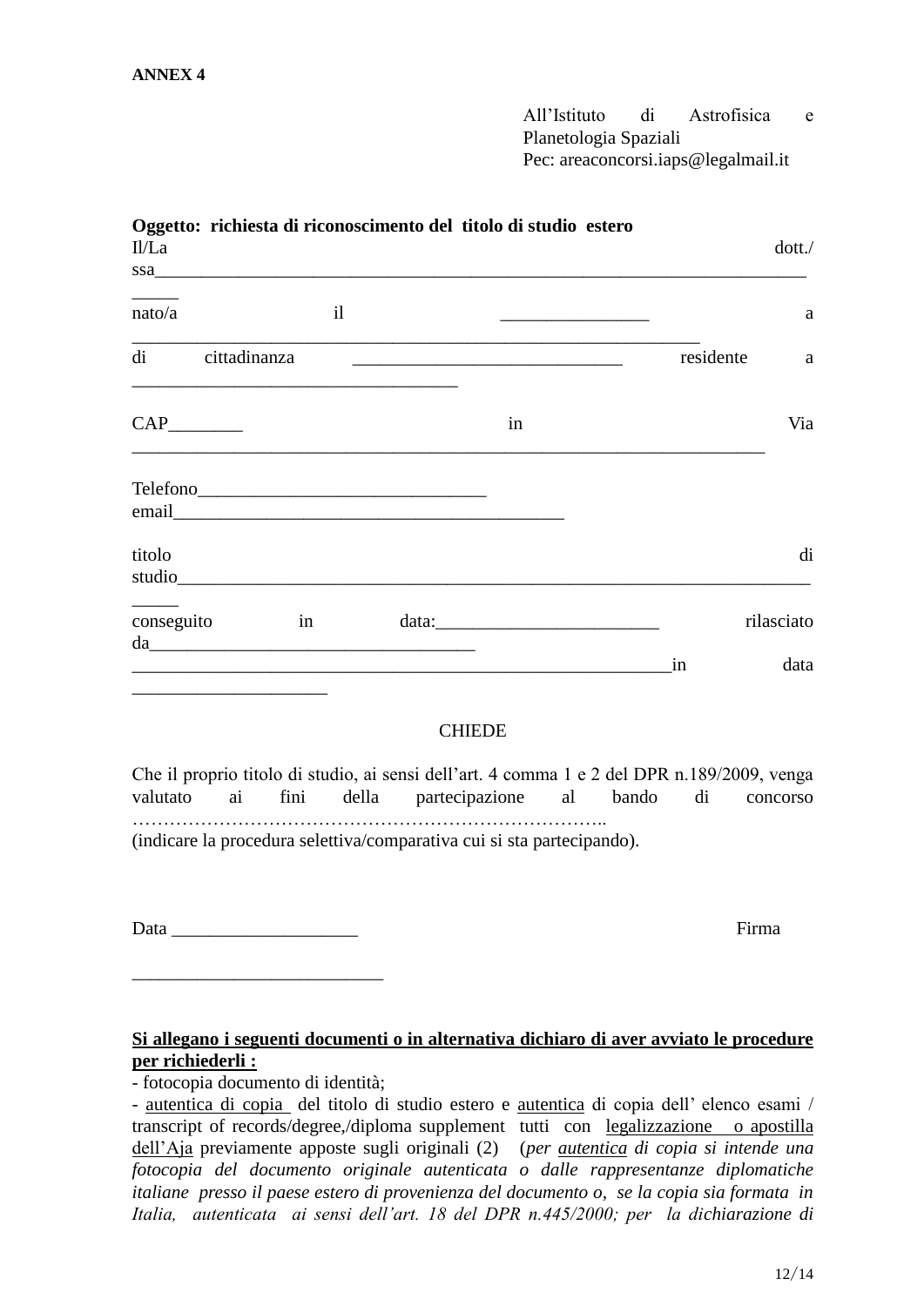**ANNEX 4**

All'Istituto di Astrofisica e Planetologia Spaziali
Pec: areaconcorsi.iaps@legalmail.it

**Oggetto: richiesta di riconoscimento del titolo di studio estero**

Il/La dott./ssa___________________________________________________________________________

nato/a il ________________ a _________________________________________________________________

di cittadinanza _____________________________ residente a ___________________________________

CAP________ in Via ______________________________________________________________________

Telefono_______________________________
email__________________________________________

titolo di studio___________________________________________________________________________

conseguito in data:________________________ rilasciato da___________________________________
____________________________________________________________in data _____________________

CHIEDE

Che il proprio titolo di studio, ai sensi dell'art. 4 comma 1 e 2 del DPR n.189/2009, venga valutato ai fini della partecipazione al bando di concorso …………………………………………………………………..
(indicare la procedura selettiva/comparativa cui si sta partecipando).

Data ___________________ Firma

___________________________

**Si allegano i seguenti documenti o in alternativa dichiaro di aver avviato le procedure per richiederli :**

- fotocopia documento di identità;
- autentica di copia del titolo di studio estero e autentica di copia dell' elenco esami / transcript of records/degree,/diploma supplement tutti con legalizzazione o apostilla dell'Aja previamente apposte sugli originali (2) (*per autentica di copia si intende una fotocopia del documento originale autenticata o dalle rappresentanze diplomatiche italiane presso il paese estero di provenienza del documento o, se la copia sia formata in Italia, autenticata ai sensi dell'art. 18 del DPR n.445/2000; per la dichiarazione di*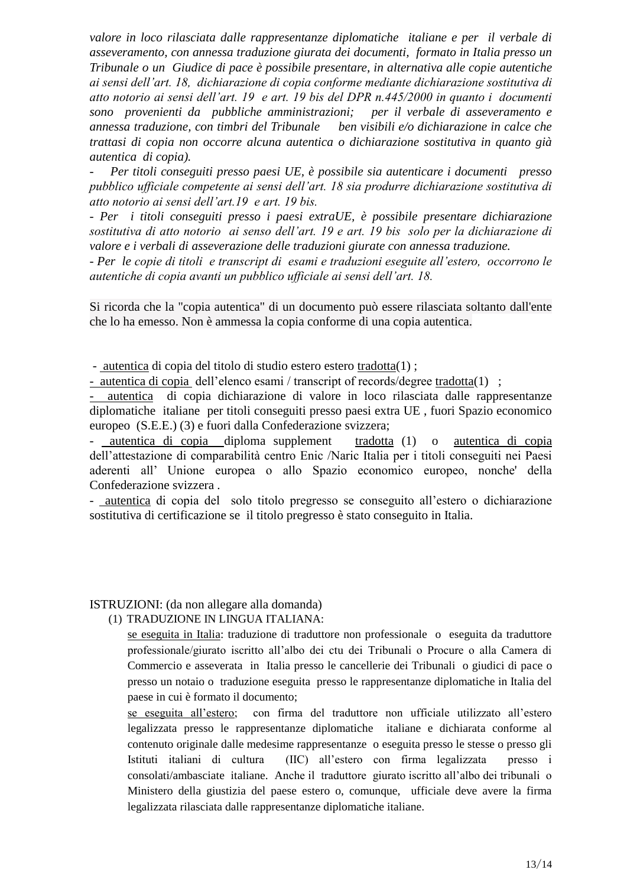*valore in loco rilasciata dalle rappresentanze diplomatiche italiane e per il verbale di asseveramento, con annessa traduzione giurata dei documenti, formato in Italia presso un Tribunale o un Giudice di pace è possibile presentare, in alternativa alle copie autentiche ai sensi dell'art. 18, dichiarazione di copia conforme mediante dichiarazione sostitutiva di atto notorio ai sensi dell'art. 19 e art. 19 bis del DPR n.445/2000 in quanto i documenti sono provenienti da pubbliche amministrazioni; per il verbale di asseveramento e annessa traduzione, con timbri del Tribunale ben visibili e/o dichiarazione in calce che trattasi di copia non occorre alcuna autentica o dichiarazione sostitutiva in quanto già autentica di copia).*

- *Per titoli conseguiti presso paesi UE, è possibile sia autenticare i documenti presso pubblico ufficiale competente ai sensi dell'art. 18 sia produrre dichiarazione sostitutiva di atto notorio ai sensi dell'art.19 e art. 19 bis.*
- *Per i titoli conseguiti presso i paesi extraUE, è possibile presentare dichiarazione sostitutiva di atto notorio ai senso dell'art. 19 e art. 19 bis solo per la dichiarazione di valore e i verbali di asseverazione delle traduzioni giurate con annessa traduzione.*
- *Per le copie di titoli e transcript di esami e traduzioni eseguite all'estero, occorrono le autentiche di copia avanti un pubblico ufficiale ai sensi dell'art. 18.*

Si ricorda che la "copia autentica" di un documento può essere rilasciata soltanto dall'ente che lo ha emesso. Non è ammessa la copia conforme di una copia autentica.

- autentica di copia del titolo di studio estero estero tradotta(1) ;
- autentica di copia dell'elenco esami / transcript of records/degree tradotta(1) ;
- autentica di copia dichiarazione di valore in loco rilasciata dalle rappresentanze diplomatiche italiane per titoli conseguiti presso paesi extra UE , fuori Spazio economico europeo (S.E.E.) (3) e fuori dalla Confederazione svizzera;
- autentica di copia diploma supplement tradotta (1) o autentica di copia dell'attestazione di comparabilità centro Enic /Naric Italia per i titoli conseguiti nei Paesi aderenti all' Unione europea o allo Spazio economico europeo, nonche' della Confederazione svizzera .
- autentica di copia del solo titolo pregresso se conseguito all'estero o dichiarazione sostitutiva di certificazione se il titolo pregresso è stato conseguito in Italia.

ISTRUZIONI: (da non allegare alla domanda)

(1) TRADUZIONE IN LINGUA ITALIANA:

se eseguita in Italia: traduzione di traduttore non professionale o eseguita da traduttore professionale/giurato iscritto all'albo dei ctu dei Tribunali o Procure o alla Camera di Commercio e asseverata in Italia presso le cancellerie dei Tribunali o giudici di pace o presso un notaio o traduzione eseguita presso le rappresentanze diplomatiche in Italia del paese in cui è formato il documento;

se eseguita all'estero; con firma del traduttore non ufficiale utilizzato all'estero legalizzata presso le rappresentanze diplomatiche italiane e dichiarata conforme al contenuto originale dalle medesime rappresentanze o eseguita presso le stesse o presso gli Istituti italiani di cultura (IIC) all'estero con firma legalizzata presso i consolati/ambasciate italiane. Anche il traduttore giurato iscritto all'albo dei tribunali o Ministero della giustizia del paese estero o, comunque, ufficiale deve avere la firma legalizzata rilasciata dalle rappresentanze diplomatiche italiane.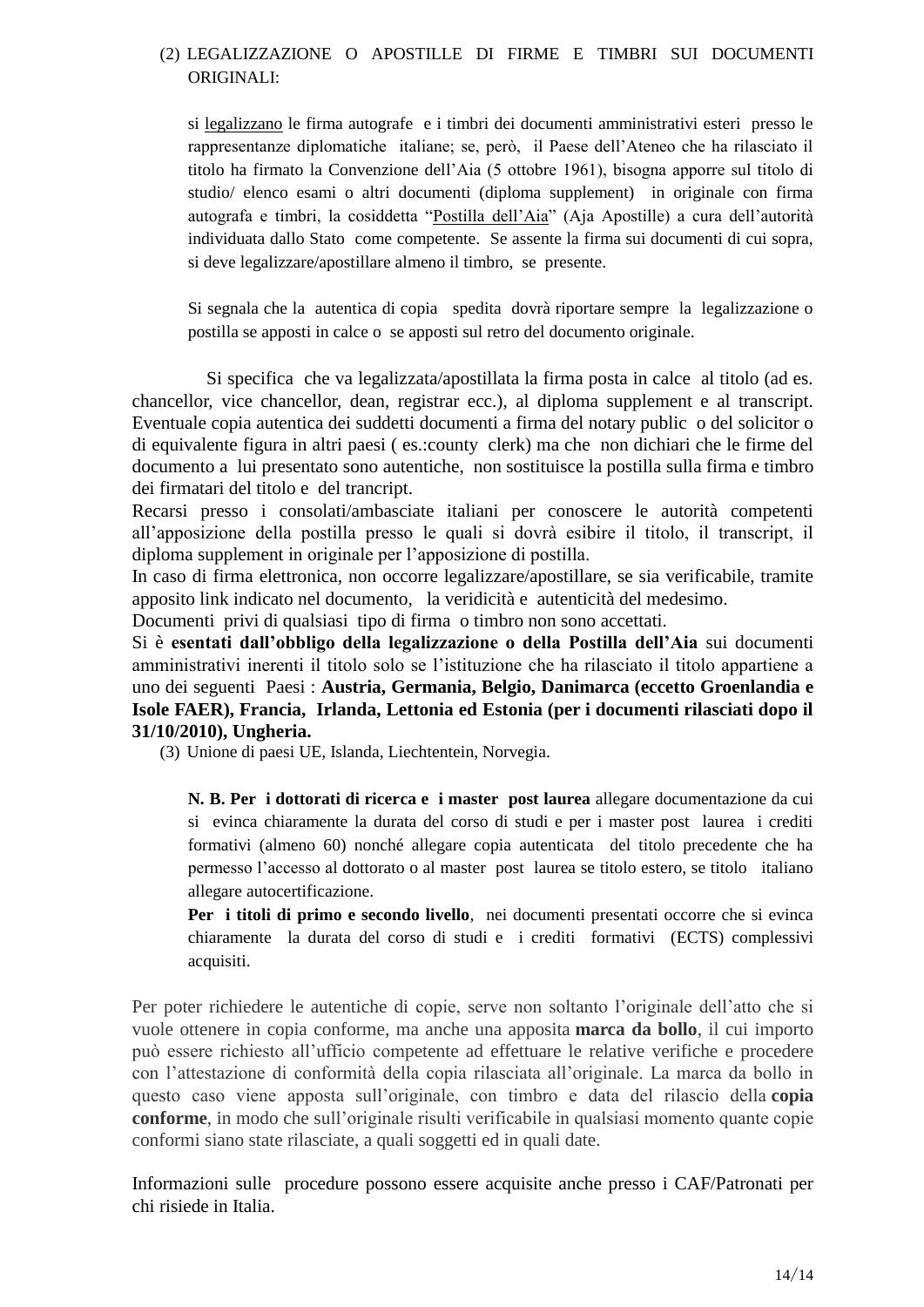(2) LEGALIZZAZIONE O APOSTILLE DI FIRME E TIMBRI SUI DOCUMENTI ORIGINALI:

si legalizzano le firma autografe e i timbri dei documenti amministrativi esteri presso le rappresentanze diplomatiche italiane; se, però, il Paese dell'Ateneo che ha rilasciato il titolo ha firmato la Convenzione dell'Aia (5 ottobre 1961), bisogna apporre sul titolo di studio/ elenco esami o altri documenti (diploma supplement) in originale con firma autografa e timbri, la cosiddetta "Postilla dell'Aia" (Aja Apostille) a cura dell'autorità individuata dallo Stato come competente. Se assente la firma sui documenti di cui sopra, si deve legalizzare/apostillare almeno il timbro, se presente.

Si segnala che la autentica di copia spedita dovrà riportare sempre la legalizzazione o postilla se apposti in calce o se apposti sul retro del documento originale.

Si specifica che va legalizzata/apostillata la firma posta in calce al titolo (ad es. chancellor, vice chancellor, dean, registrar ecc.), al diploma supplement e al transcript. Eventuale copia autentica dei suddetti documenti a firma del notary public o del solicitor o di equivalente figura in altri paesi ( es.:county clerk) ma che non dichiari che le firme del documento a lui presentato sono autentiche, non sostituisce la postilla sulla firma e timbro dei firmatari del titolo e del trancript.
Recarsi presso i consolati/ambasciate italiani per conoscere le autorità competenti all'apposizione della postilla presso le quali si dovrà esibire il titolo, il transcript, il diploma supplement in originale per l'apposizione di postilla.
In caso di firma elettronica, non occorre legalizzare/apostillare, se sia verificabile, tramite apposito link indicato nel documento, la veridicità e autenticità del medesimo.
Documenti privi di qualsiasi tipo di firma o timbro non sono accettati.
Si è **esentati dall'obbligo della legalizzazione o della Postilla dell'Aia** sui documenti amministrativi inerenti il titolo solo se l'istituzione che ha rilasciato il titolo appartiene a uno dei seguenti Paesi : **Austria, Germania, Belgio, Danimarca (eccetto Groenlandia e Isole FAER), Francia, Irlanda, Lettonia ed Estonia (per i documenti rilasciati dopo il 31/10/2010), Ungheria.**

(3) Unione di paesi UE, Islanda, Liechtentein, Norvegia.

**N. B. Per i dottorati di ricerca e i master post laurea** allegare documentazione da cui si evinca chiaramente la durata del corso di studi e per i master post laurea i crediti formativi (almeno 60) nonché allegare copia autenticata del titolo precedente che ha permesso l'accesso al dottorato o al master post laurea se titolo estero, se titolo italiano allegare autocertificazione.

**Per i titoli di primo e secondo livello**, nei documenti presentati occorre che si evinca chiaramente la durata del corso di studi e i crediti formativi (ECTS) complessivi acquisiti.

Per poter richiedere le autentiche di copie, serve non soltanto l'originale dell'atto che si vuole ottenere in copia conforme, ma anche una apposita **marca da bollo**, il cui importo può essere richiesto all'ufficio competente ad effettuare le relative verifiche e procedere con l'attestazione di conformità della copia rilasciata all'originale. La marca da bollo in questo caso viene apposta sull'originale, con timbro e data del rilascio della **copia conforme**, in modo che sull'originale risulti verificabile in qualsiasi momento quante copie conformi siano state rilasciate, a quali soggetti ed in quali date.

Informazioni sulle procedure possono essere acquisite anche presso i CAF/Patronati per chi risiede in Italia.